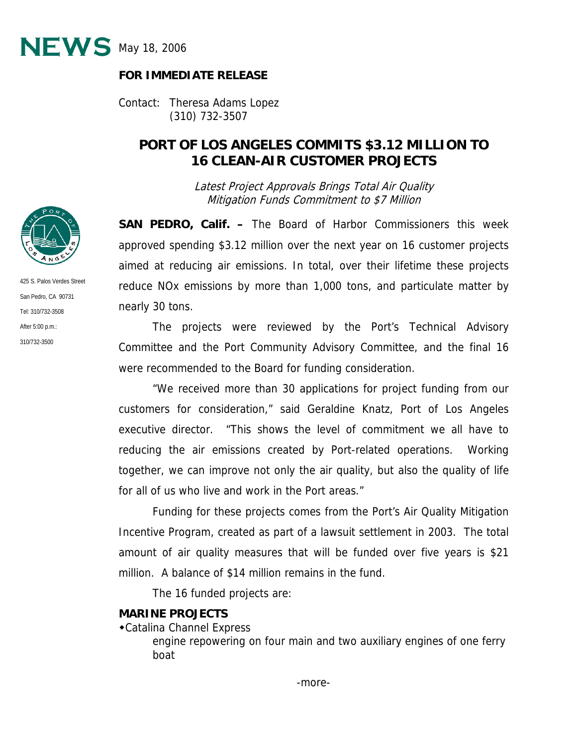# NEWS May 18, 2006

**FOR IMMEDIATE RELEASE**

Contact: Theresa Adams Lopez
(310) 732-3507

425 S. Palos Verdes Street
San Pedro, CA 90731
Tel: 310/732-3508
After 5:00 p.m.:
310/732-3500

## PORT OF LOS ANGELES COMMITS $3.12 MILLION TO 16 CLEAN-AIR CUSTOMER PROJECTS

*Latest Project Approvals Brings Total Air Quality Mitigation Funds Commitment to $7 Million*

**SAN PEDRO, Calif. –** The Board of Harbor Commissioners this week approved spending $3.12 million over the next year on 16 customer projects aimed at reducing air emissions. In total, over their lifetime these projects reduce NOx emissions by more than 1,000 tons, and particulate matter by nearly 30 tons.

The projects were reviewed by the Port's Technical Advisory Committee and the Port Community Advisory Committee, and the final 16 were recommended to the Board for funding consideration.

"We received more than 30 applications for project funding from our customers for consideration," said Geraldine Knatz, Port of Los Angeles executive director. "This shows the level of commitment we all have to reducing the air emissions created by Port-related operations. Working together, we can improve not only the air quality, but also the quality of life for all of us who live and work in the Port areas."

Funding for these projects comes from the Port's Air Quality Mitigation Incentive Program, created as part of a lawsuit settlement in 2003. The total amount of air quality measures that will be funded over five years is $21 million. A balance of $14 million remains in the fund.

The 16 funded projects are:

**MARINE PROJECTS**

- Catalina Channel Express
  engine repowering on four main and two auxiliary engines of one ferry boat

-more-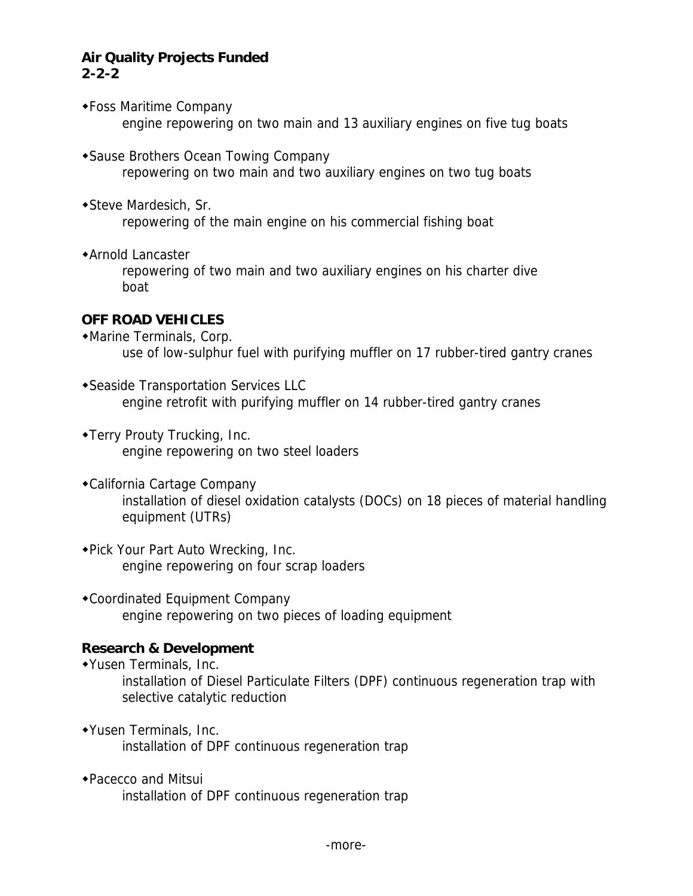**Air Quality Projects Funded**
**2-2-2**

- Foss Maritime Company
  engine repowering on two main and 13 auxiliary engines on five tug boats

- Sause Brothers Ocean Towing Company
  repowering on two main and two auxiliary engines on two tug boats

- Steve Mardesich, Sr.
  repowering of the main engine on his commercial fishing boat

- Arnold Lancaster
  repowering of two main and two auxiliary engines on his charter dive boat

**OFF ROAD VEHICLES**

- Marine Terminals, Corp.
  use of low-sulphur fuel with purifying muffler on 17 rubber-tired gantry cranes

- Seaside Transportation Services LLC
  engine retrofit with purifying muffler on 14 rubber-tired gantry cranes

- Terry Prouty Trucking, Inc.
  engine repowering on two steel loaders

- California Cartage Company
  installation of diesel oxidation catalysts (DOCs) on 18 pieces of material handling equipment (UTRs)

- Pick Your Part Auto Wrecking, Inc.
  engine repowering on four scrap loaders

- Coordinated Equipment Company
  engine repowering on two pieces of loading equipment

**Research & Development**

- Yusen Terminals, Inc.
  installation of Diesel Particulate Filters (DPF) continuous regeneration trap with selective catalytic reduction

- Yusen Terminals, Inc.
  installation of DPF continuous regeneration trap

- Pacecco and Mitsui
  installation of DPF continuous regeneration trap

-more-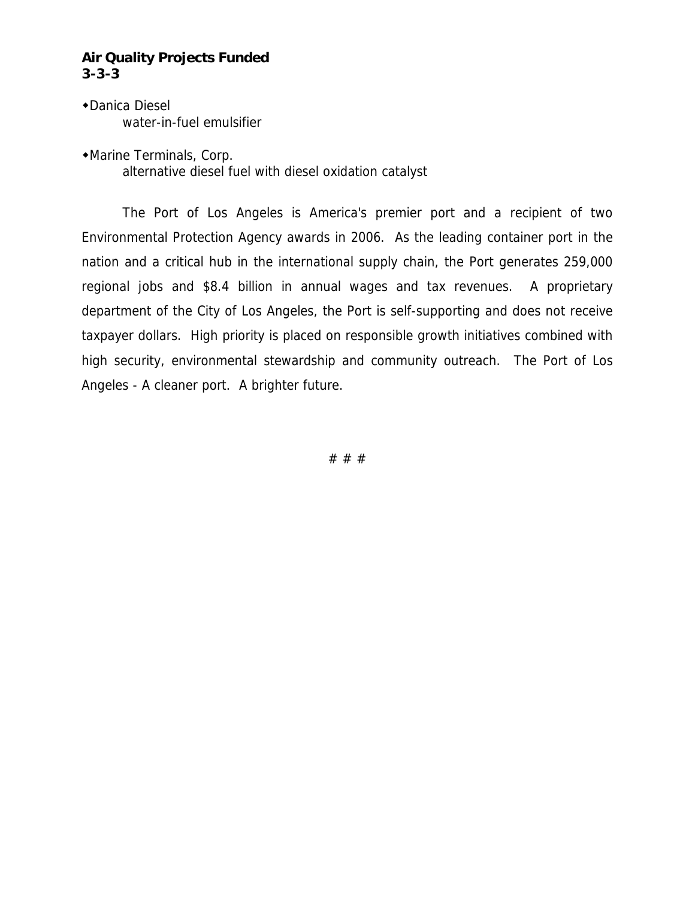**Air Quality Projects Funded**
**3-3-3**

- Danica Diesel
  water-in-fuel emulsifier

- Marine Terminals, Corp.
  alternative diesel fuel with diesel oxidation catalyst

The Port of Los Angeles is America's premier port and a recipient of two Environmental Protection Agency awards in 2006. As the leading container port in the nation and a critical hub in the international supply chain, the Port generates 259,000 regional jobs and $8.4 billion in annual wages and tax revenues. A proprietary department of the City of Los Angeles, the Port is self-supporting and does not receive taxpayer dollars. High priority is placed on responsible growth initiatives combined with high security, environmental stewardship and community outreach. The Port of Los Angeles - A cleaner port. A brighter future.

# # #